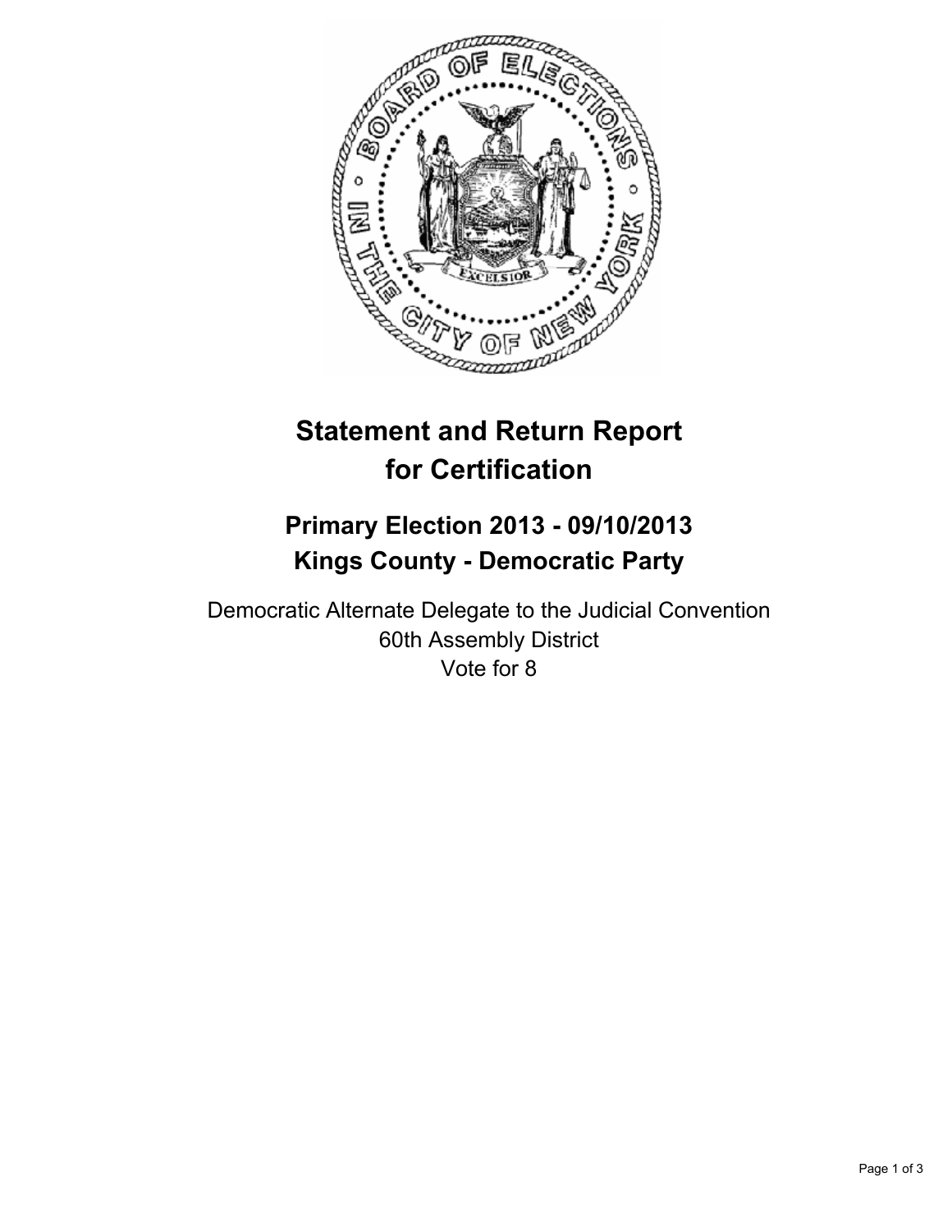# Statement and Return Report for Certification

## Primary Election 2013 - 09/10/2013
## Kings County - Democratic Party

Democratic Alternate Delegate to the Judicial Convention
60th Assembly District
Vote for 8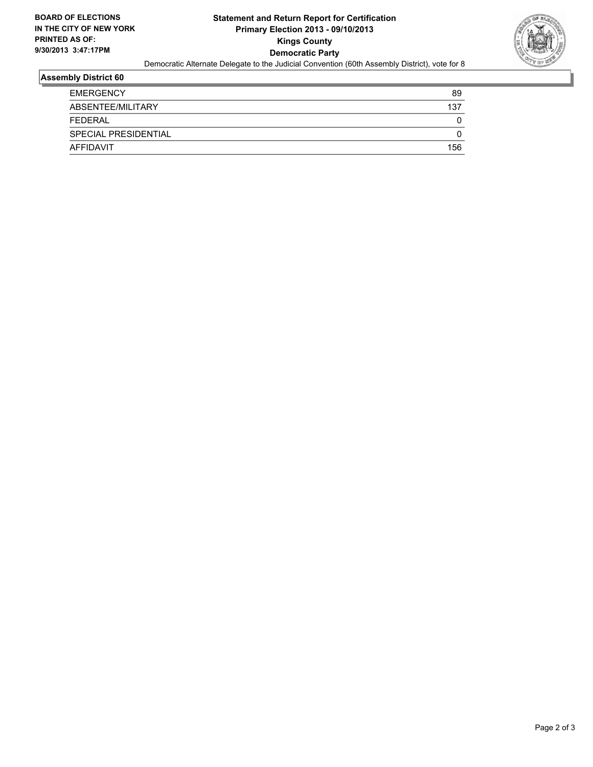**BOARD OF ELECTIONS IN THE CITY OF NEW YORK**
**PRINTED AS OF: 9/30/2013 3:47:17PM**

**Statement and Return Report for Certification**
**Primary Election 2013 - 09/10/2013**
**Kings County**
**Democratic Party**

Democratic Alternate Delegate to the Judicial Convention (60th Assembly District), vote for 8

### Assembly District 60

| | |
|---|---|
| EMERGENCY | 89 |
| ABSENTEE/MILITARY | 137 |
| FEDERAL | 0 |
| SPECIAL PRESIDENTIAL | 0 |
| AFFIDAVIT | 156 |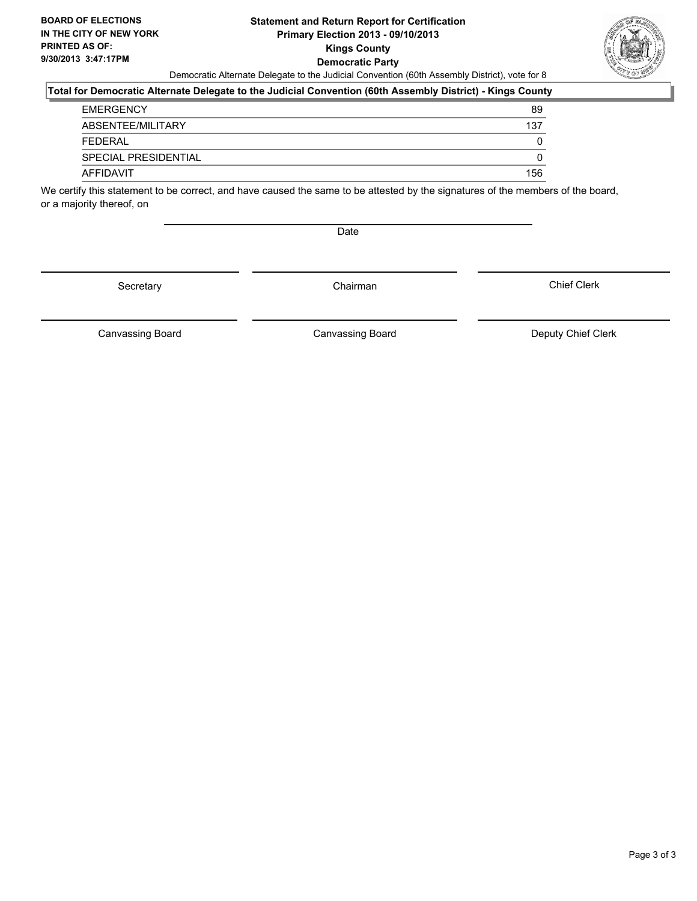**BOARD OF ELECTIONS IN THE CITY OF NEW YORK PRINTED AS OF: 9/30/2013 3:47:17PM**

**Statement and Return Report for Certification**
**Primary Election 2013 - 09/10/2013**
**Kings County**
**Democratic Party**

Democratic Alternate Delegate to the Judicial Convention (60th Assembly District), vote for 8

**Total for Democratic Alternate Delegate to the Judicial Convention (60th Assembly District) - Kings County**

| | |
|---|---|
| EMERGENCY | 89 |
| ABSENTEE/MILITARY | 137 |
| FEDERAL | 0 |
| SPECIAL PRESIDENTIAL | 0 |
| AFFIDAVIT | 156 |

We certify this statement to be correct, and have caused the same to be attested by the signatures of the members of the board, or a majority thereof, on

Date

Secretary — Chairman — Chief Clerk

Canvassing Board — Canvassing Board — Deputy Chief Clerk